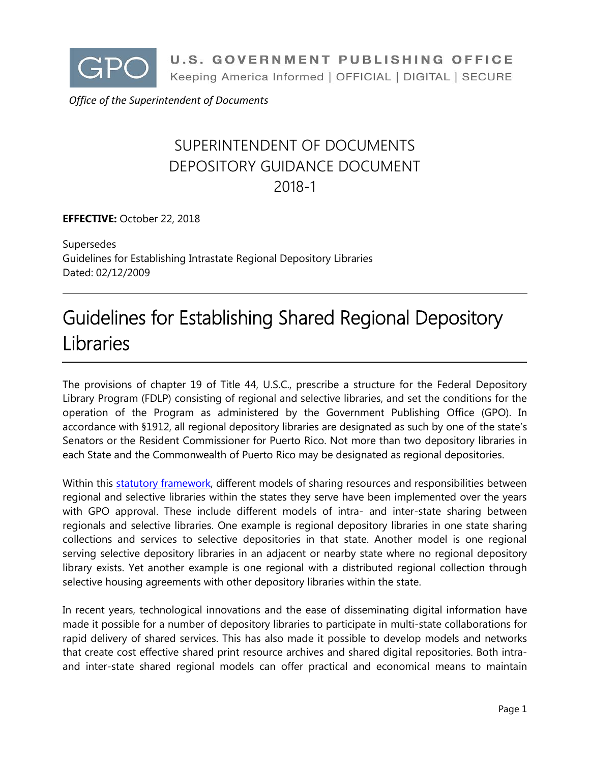GPO U.S. GOVERNMENT PUBLISHING OFFICE
Keeping America Informed | OFFICIAL | DIGITAL | SECURE

*Office of the Superintendent of Documents*

SUPERINTENDENT OF DOCUMENTS
DEPOSITORY GUIDANCE DOCUMENT
2018-1

**EFFECTIVE:** October 22, 2018

Supersedes
Guidelines for Establishing Intrastate Regional Depository Libraries
Dated: 02/12/2009

# Guidelines for Establishing Shared Regional Depository Libraries

The provisions of chapter 19 of Title 44, U.S.C., prescribe a structure for the Federal Depository Library Program (FDLP) consisting of regional and selective libraries, and set the conditions for the operation of the Program as administered by the Government Publishing Office (GPO). In accordance with §1912, all regional depository libraries are designated as such by one of the state's Senators or the Resident Commissioner for Puerto Rico. Not more than two depository libraries in each State and the Commonwealth of Puerto Rico may be designated as regional depositories.

Within this statutory framework, different models of sharing resources and responsibilities between regional and selective libraries within the states they serve have been implemented over the years with GPO approval. These include different models of intra- and inter-state sharing between regionals and selective libraries. One example is regional depository libraries in one state sharing collections and services to selective depositories in that state. Another model is one regional serving selective depository libraries in an adjacent or nearby state where no regional depository library exists. Yet another example is one regional with a distributed regional collection through selective housing agreements with other depository libraries within the state.

In recent years, technological innovations and the ease of disseminating digital information have made it possible for a number of depository libraries to participate in multi-state collaborations for rapid delivery of shared services. This has also made it possible to develop models and networks that create cost effective shared print resource archives and shared digital repositories. Both intra- and inter-state shared regional models can offer practical and economical means to maintain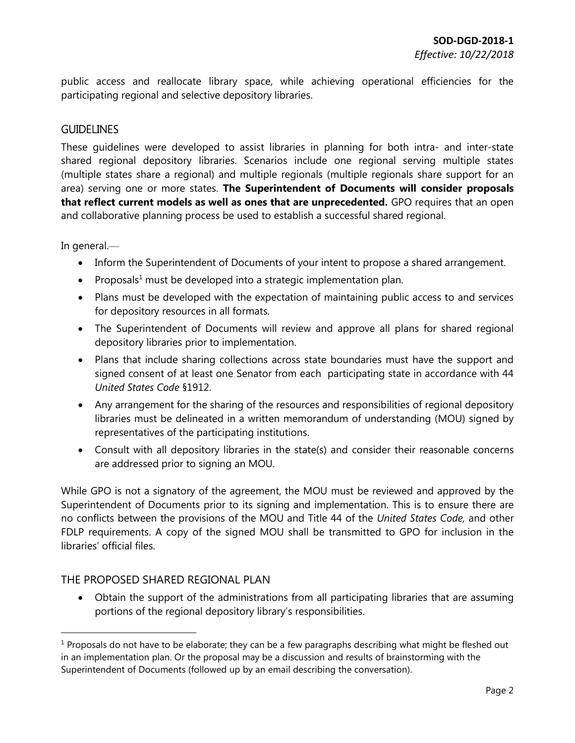public access and reallocate library space, while achieving operational efficiencies for the participating regional and selective depository libraries.

## GUIDELINES

These guidelines were developed to assist libraries in planning for both intra- and inter-state shared regional depository libraries. Scenarios include one regional serving multiple states (multiple states share a regional) and multiple regionals (multiple regionals share support for an area) serving one or more states. **The Superintendent of Documents will consider proposals that reflect current models as well as ones that are unprecedented.** GPO requires that an open and collaborative planning process be used to establish a successful shared regional.

In general.—

- Inform the Superintendent of Documents of your intent to propose a shared arrangement.
- Proposals[1] must be developed into a strategic implementation plan.
- Plans must be developed with the expectation of maintaining public access to and services for depository resources in all formats.
- The Superintendent of Documents will review and approve all plans for shared regional depository libraries prior to implementation.
- Plans that include sharing collections across state boundaries must have the support and signed consent of at least one Senator from each participating state in accordance with 44 *United States Code* §1912.
- Any arrangement for the sharing of the resources and responsibilities of regional depository libraries must be delineated in a written memorandum of understanding (MOU) signed by representatives of the participating institutions.
- Consult with all depository libraries in the state(s) and consider their reasonable concerns are addressed prior to signing an MOU.

While GPO is not a signatory of the agreement, the MOU must be reviewed and approved by the Superintendent of Documents prior to its signing and implementation. This is to ensure there are no conflicts between the provisions of the MOU and Title 44 of the *United States Code,* and other FDLP requirements. A copy of the signed MOU shall be transmitted to GPO for inclusion in the libraries' official files.

## THE PROPOSED SHARED REGIONAL PLAN

- Obtain the support of the administrations from all participating libraries that are assuming portions of the regional depository library's responsibilities.

[1] Proposals do not have to be elaborate; they can be a few paragraphs describing what might be fleshed out in an implementation plan. Or the proposal may be a discussion and results of brainstorming with the Superintendent of Documents (followed up by an email describing the conversation).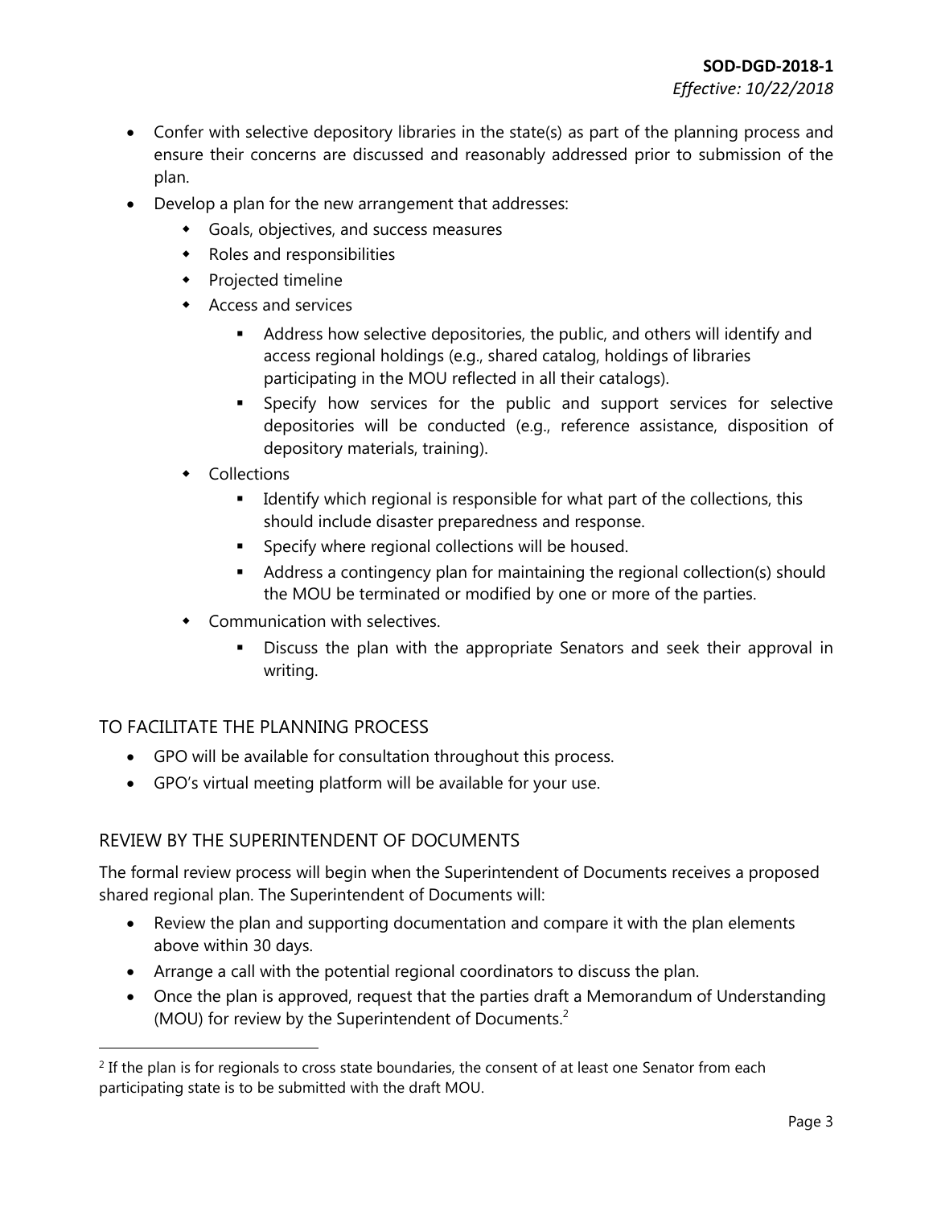- Confer with selective depository libraries in the state(s) as part of the planning process and ensure their concerns are discussed and reasonably addressed prior to submission of the plan.
- Develop a plan for the new arrangement that addresses:
  - Goals, objectives, and success measures
  - Roles and responsibilities
  - Projected timeline
  - Access and services
    - Address how selective depositories, the public, and others will identify and access regional holdings (e.g., shared catalog, holdings of libraries participating in the MOU reflected in all their catalogs).
    - Specify how services for the public and support services for selective depositories will be conducted (e.g., reference assistance, disposition of depository materials, training).
  - Collections
    - Identify which regional is responsible for what part of the collections, this should include disaster preparedness and response.
    - Specify where regional collections will be housed.
    - Address a contingency plan for maintaining the regional collection(s) should the MOU be terminated or modified by one or more of the parties.
  - Communication with selectives.
    - Discuss the plan with the appropriate Senators and seek their approval in writing.

## TO FACILITATE THE PLANNING PROCESS

- GPO will be available for consultation throughout this process.
- GPO's virtual meeting platform will be available for your use.

## REVIEW BY THE SUPERINTENDENT OF DOCUMENTS

The formal review process will begin when the Superintendent of Documents receives a proposed shared regional plan. The Superintendent of Documents will:

- Review the plan and supporting documentation and compare it with the plan elements above within 30 days.
- Arrange a call with the potential regional coordinators to discuss the plan.
- Once the plan is approved, request that the parties draft a Memorandum of Understanding (MOU) for review by the Superintendent of Documents.[2]

[2] If the plan is for regionals to cross state boundaries, the consent of at least one Senator from each participating state is to be submitted with the draft MOU.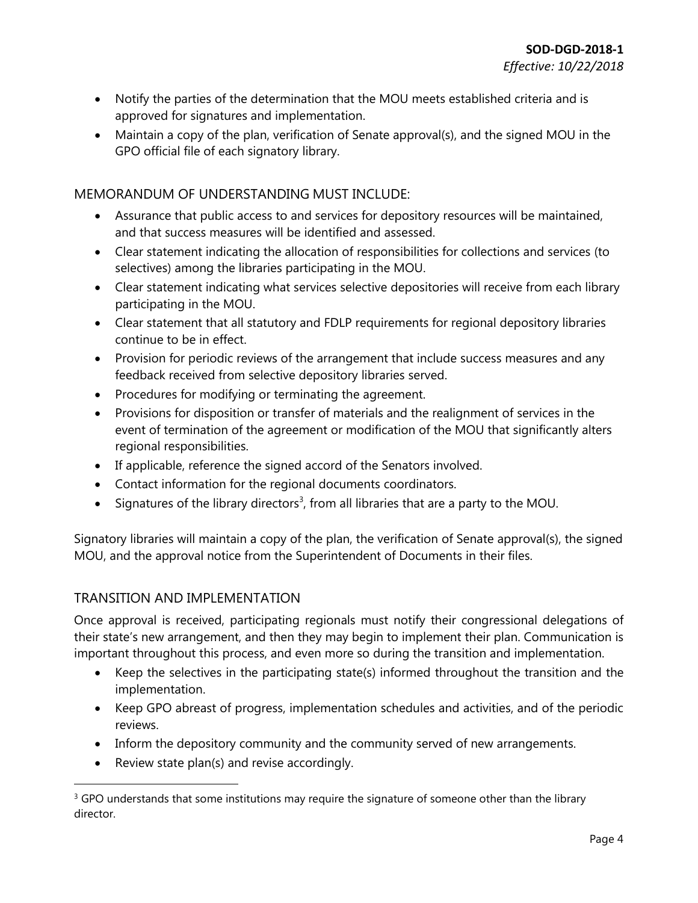- Notify the parties of the determination that the MOU meets established criteria and is approved for signatures and implementation.
- Maintain a copy of the plan, verification of Senate approval(s), and the signed MOU in the GPO official file of each signatory library.

## MEMORANDUM OF UNDERSTANDING MUST INCLUDE:

- Assurance that public access to and services for depository resources will be maintained, and that success measures will be identified and assessed.
- Clear statement indicating the allocation of responsibilities for collections and services (to selectives) among the libraries participating in the MOU.
- Clear statement indicating what services selective depositories will receive from each library participating in the MOU.
- Clear statement that all statutory and FDLP requirements for regional depository libraries continue to be in effect.
- Provision for periodic reviews of the arrangement that include success measures and any feedback received from selective depository libraries served.
- Procedures for modifying or terminating the agreement.
- Provisions for disposition or transfer of materials and the realignment of services in the event of termination of the agreement or modification of the MOU that significantly alters regional responsibilities.
- If applicable, reference the signed accord of the Senators involved.
- Contact information for the regional documents coordinators.
- Signatures of the library directors[3], from all libraries that are a party to the MOU.

Signatory libraries will maintain a copy of the plan, the verification of Senate approval(s), the signed MOU, and the approval notice from the Superintendent of Documents in their files.

## TRANSITION AND IMPLEMENTATION

Once approval is received, participating regionals must notify their congressional delegations of their state's new arrangement, and then they may begin to implement their plan. Communication is important throughout this process, and even more so during the transition and implementation.

- Keep the selectives in the participating state(s) informed throughout the transition and the implementation.
- Keep GPO abreast of progress, implementation schedules and activities, and of the periodic reviews.
- Inform the depository community and the community served of new arrangements.
- Review state plan(s) and revise accordingly.

[3] GPO understands that some institutions may require the signature of someone other than the library director.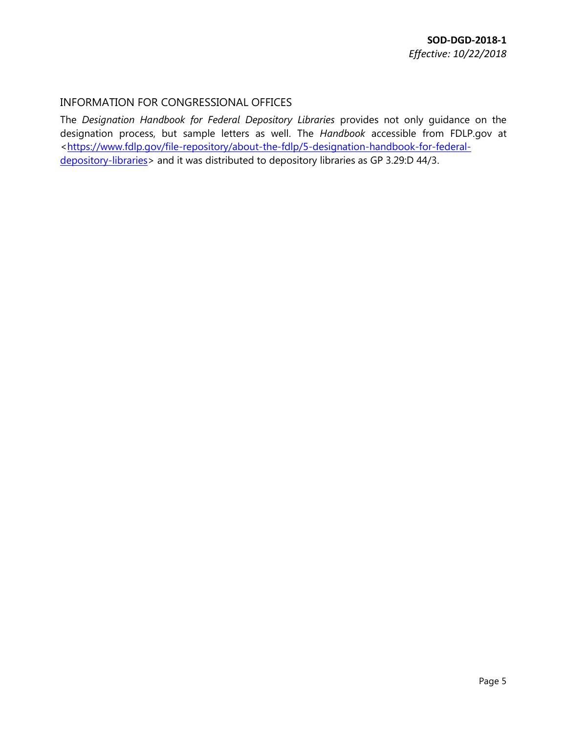## INFORMATION FOR CONGRESSIONAL OFFICES

The *Designation Handbook for Federal Depository Libraries* provides not only guidance on the designation process, but sample letters as well. The *Handbook* accessible from FDLP.gov at <[https://www.fdlp.gov/file-repository/about-the-fdlp/5-designation-handbook-for-federal-depository-libraries](https://www.fdlp.gov/file-repository/about-the-fdlp/5-designation-handbook-for-federal-depository-libraries)> and it was distributed to depository libraries as GP 3.29:D 44/3.